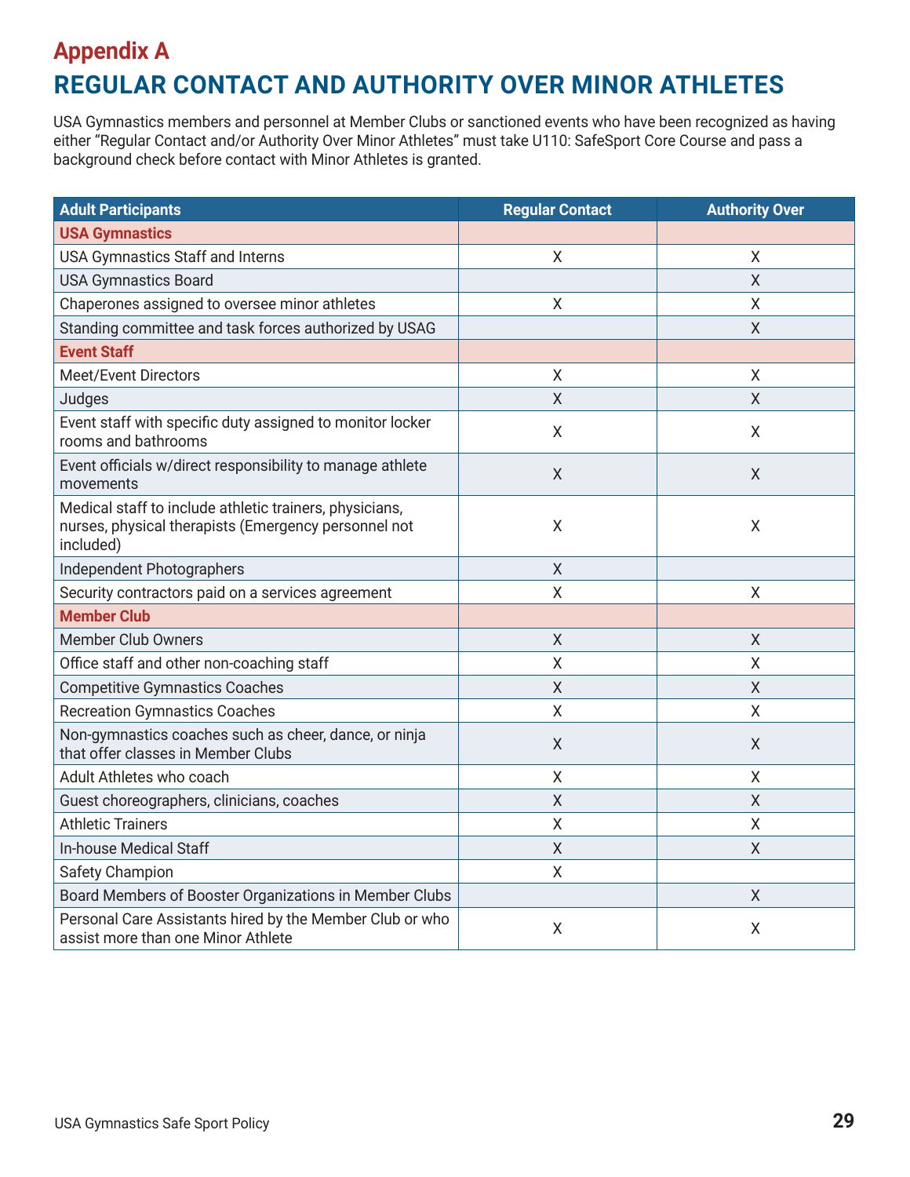## Appendix A

# REGULAR CONTACT AND AUTHORITY OVER MINOR ATHLETES

USA Gymnastics members and personnel at Member Clubs or sanctioned events who have been recognized as having either "Regular Contact and/or Authority Over Minor Athletes" must take U110: SafeSport Core Course and pass a background check before contact with Minor Athletes is granted.

| Adult Participants | Regular Contact | Authority Over |
|---|---|---|
| **USA Gymnastics** | | |
| USA Gymnastics Staff and Interns | X | X |
| USA Gymnastics Board | | X |
| Chaperones assigned to oversee minor athletes | X | X |
| Standing committee and task forces authorized by USAG | | X |
| **Event Staff** | | |
| Meet/Event Directors | X | X |
| Judges | X | X |
| Event staff with specific duty assigned to monitor locker rooms and bathrooms | X | X |
| Event officials w/direct responsibility to manage athlete movements | X | X |
| Medical staff to include athletic trainers, physicians, nurses, physical therapists (Emergency personnel not included) | X | X |
| Independent Photographers | X | |
| Security contractors paid on a services agreement | X | X |
| **Member Club** | | |
| Member Club Owners | X | X |
| Office staff and other non-coaching staff | X | X |
| Competitive Gymnastics Coaches | X | X |
| Recreation Gymnastics Coaches | X | X |
| Non-gymnastics coaches such as cheer, dance, or ninja that offer classes in Member Clubs | X | X |
| Adult Athletes who coach | X | X |
| Guest choreographers, clinicians, coaches | X | X |
| Athletic Trainers | X | X |
| In-house Medical Staff | X | X |
| Safety Champion | X | |
| Board Members of Booster Organizations in Member Clubs | | X |
| Personal Care Assistants hired by the Member Club or who assist more than one Minor Athlete | X | X |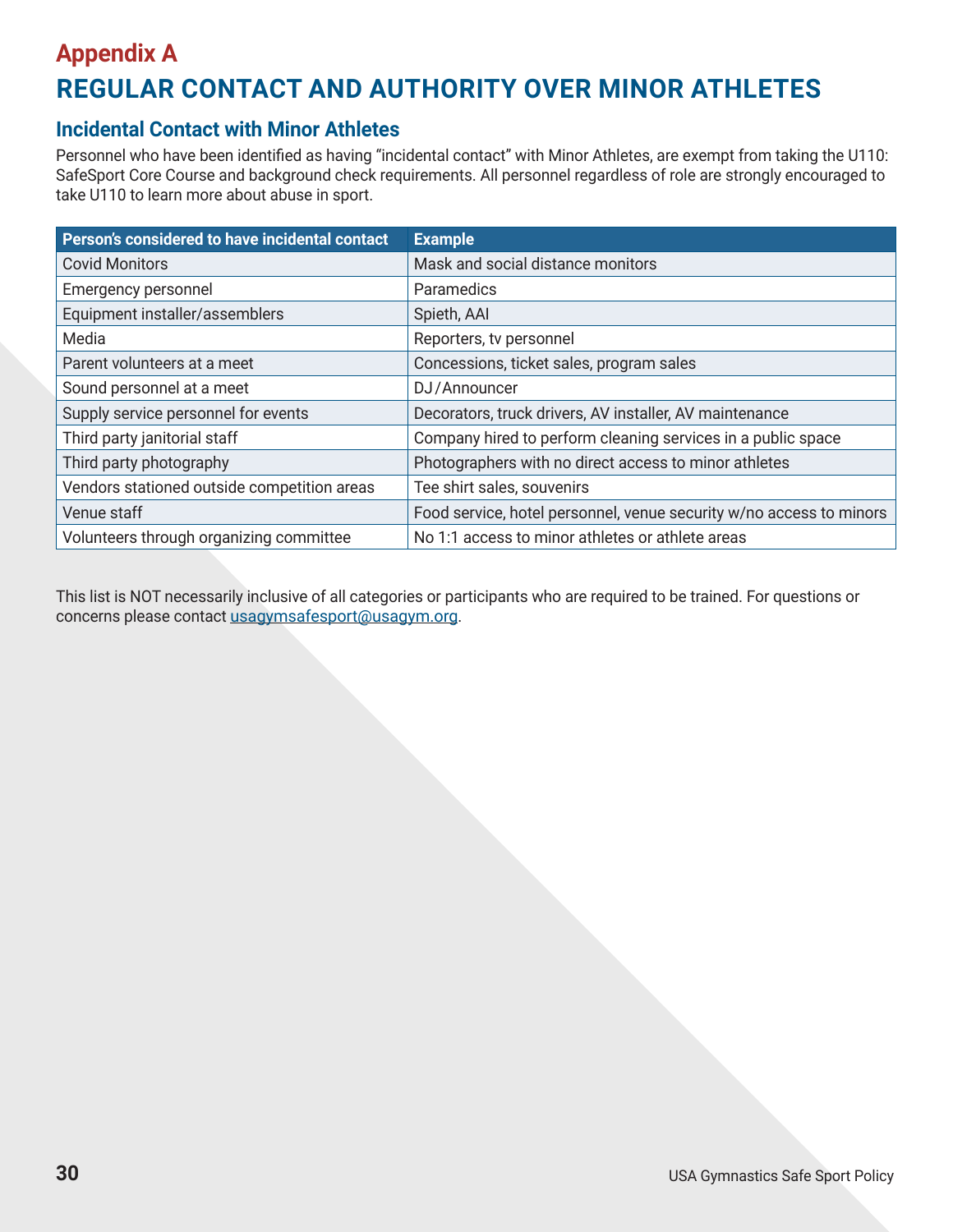## Appendix A

# REGULAR CONTACT AND AUTHORITY OVER MINOR ATHLETES

### Incidental Contact with Minor Athletes

Personnel who have been identified as having “incidental contact” with Minor Athletes, are exempt from taking the U110: SafeSport Core Course and background check requirements. All personnel regardless of role are strongly encouraged to take U110 to learn more about abuse in sport.

| Person’s considered to have incidental contact | Example |
| --- | --- |
| Covid Monitors | Mask and social distance monitors |
| Emergency personnel | Paramedics |
| Equipment installer/assemblers | Spieth, AAI |
| Media | Reporters, tv personnel |
| Parent volunteers at a meet | Concessions, ticket sales, program sales |
| Sound personnel at a meet | DJ/Announcer |
| Supply service personnel for events | Decorators, truck drivers, AV installer, AV maintenance |
| Third party janitorial staff | Company hired to perform cleaning services in a public space |
| Third party photography | Photographers with no direct access to minor athletes |
| Vendors stationed outside competition areas | Tee shirt sales, souvenirs |
| Venue staff | Food service, hotel personnel, venue security w/no access to minors |
| Volunteers through organizing committee | No 1:1 access to minor athletes or athlete areas |

This list is NOT necessarily inclusive of all categories or participants who are required to be trained. For questions or concerns please contact usagymsafesport@usagym.org.